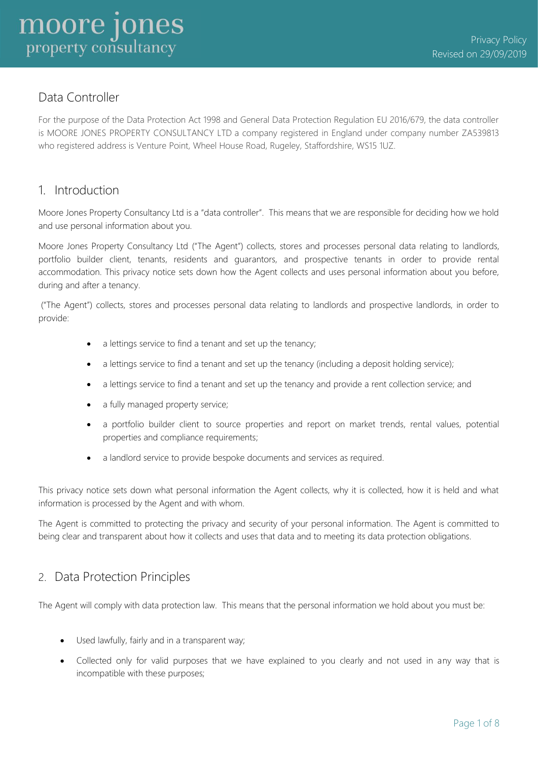## Data Controller

For the purpose of the Data Protection Act 1998 and General Data Protection Regulation EU 2016/679, the data controller is MOORE JONES PROPERTY CONSULTANCY LTD a company registered in England under company number ZA539813 who registered address is Venture Point, Wheel House Road, Rugeley, Staffordshire, WS15 1UZ.

## 1. Introduction

Moore Jones Property Consultancy Ltd is a "data controller". This means that we are responsible for deciding how we hold and use personal information about you.

Moore Jones Property Consultancy Ltd ("The Agent") collects, stores and processes personal data relating to landlords, portfolio builder client, tenants, residents and guarantors, and prospective tenants in order to provide rental accommodation. This privacy notice sets down how the Agent collects and uses personal information about you before, during and after a tenancy.

("The Agent") collects, stores and processes personal data relating to landlords and prospective landlords, in order to provide:

- a lettings service to find a tenant and set up the tenancy;
- a lettings service to find a tenant and set up the tenancy (including a deposit holding service);
- a lettings service to find a tenant and set up the tenancy and provide a rent collection service; and
- a fully managed property service;
- a portfolio builder client to source properties and report on market trends, rental values, potential properties and compliance requirements;
- a landlord service to provide bespoke documents and services as required.

This privacy notice sets down what personal information the Agent collects, why it is collected, how it is held and what information is processed by the Agent and with whom.

The Agent is committed to protecting the privacy and security of your personal information. The Agent is committed to being clear and transparent about how it collects and uses that data and to meeting its data protection obligations.

## 2. Data Protection Principles

The Agent will comply with data protection law. This means that the personal information we hold about you must be:

- Used lawfully, fairly and in a transparent way;
- Collected only for valid purposes that we have explained to you clearly and not used in any way that is incompatible with these purposes;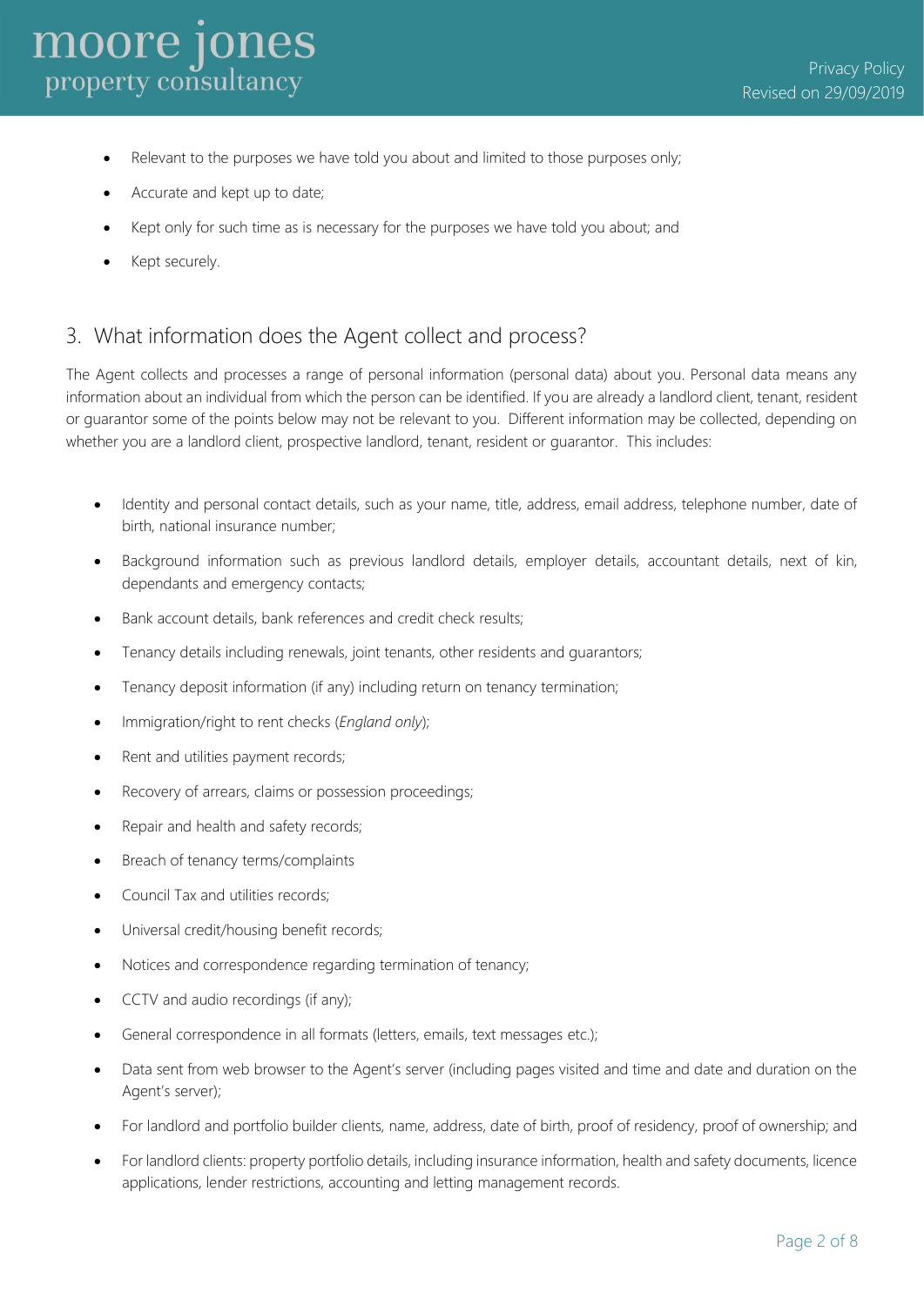- Relevant to the purposes we have told you about and limited to those purposes only;
- Accurate and kept up to date;
- Kept only for such time as is necessary for the purposes we have told you about; and
- Kept securely.

## 3. What information does the Agent collect and process?

The Agent collects and processes a range of personal information (personal data) about you. Personal data means any information about an individual from which the person can be identified. If you are already a landlord client, tenant, resident or guarantor some of the points below may not be relevant to you. Different information may be collected, depending on whether you are a landlord client, prospective landlord, tenant, resident or guarantor. This includes:

- Identity and personal contact details, such as your name, title, address, email address, telephone number, date of birth, national insurance number;
- Background information such as previous landlord details, employer details, accountant details, next of kin, dependants and emergency contacts;
- Bank account details, bank references and credit check results;
- Tenancy details including renewals, joint tenants, other residents and guarantors;
- Tenancy deposit information (if any) including return on tenancy termination;
- Immigration/right to rent checks (*England only*);
- Rent and utilities payment records;
- Recovery of arrears, claims or possession proceedings;
- Repair and health and safety records;
- Breach of tenancy terms/complaints
- Council Tax and utilities records;
- Universal credit/housing benefit records;
- Notices and correspondence regarding termination of tenancy;
- CCTV and audio recordings (if any);
- General correspondence in all formats (letters, emails, text messages etc.);
- Data sent from web browser to the Agent's server (including pages visited and time and date and duration on the Agent's server);
- For landlord and portfolio builder clients, name, address, date of birth, proof of residency, proof of ownership; and
- For landlord clients: property portfolio details, including insurance information, health and safety documents, licence applications, lender restrictions, accounting and letting management records.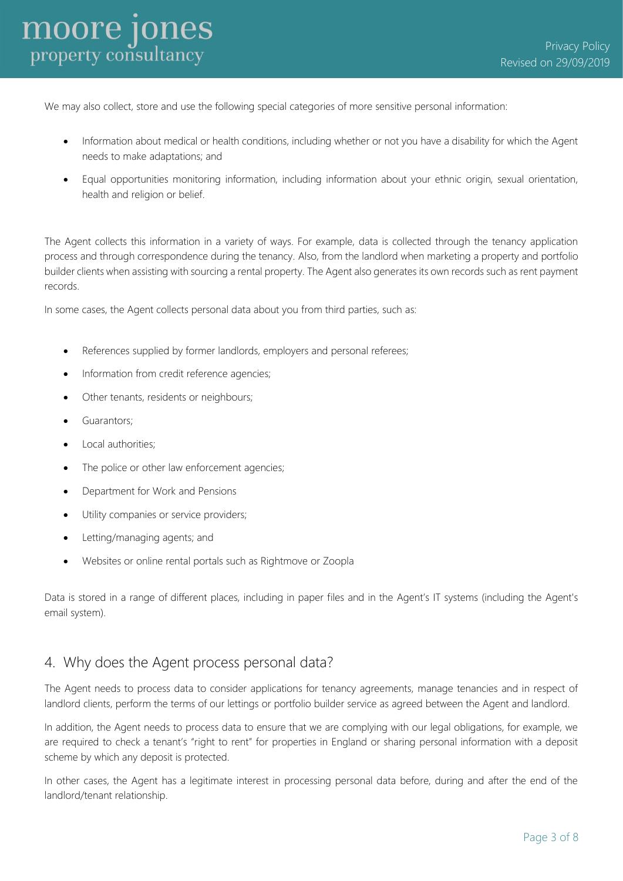We may also collect, store and use the following special categories of more sensitive personal information:

- Information about medical or health conditions, including whether or not you have a disability for which the Agent needs to make adaptations; and
- Equal opportunities monitoring information, including information about your ethnic origin, sexual orientation, health and religion or belief.

The Agent collects this information in a variety of ways. For example, data is collected through the tenancy application process and through correspondence during the tenancy. Also, from the landlord when marketing a property and portfolio builder clients when assisting with sourcing a rental property. The Agent also generates its own records such as rent payment records.

In some cases, the Agent collects personal data about you from third parties, such as:

- References supplied by former landlords, employers and personal referees;
- Information from credit reference agencies;
- Other tenants, residents or neighbours;
- Guarantors;
- Local authorities;
- The police or other law enforcement agencies;
- Department for Work and Pensions
- Utility companies or service providers;
- Letting/managing agents; and
- Websites or online rental portals such as Rightmove or Zoopla

Data is stored in a range of different places, including in paper files and in the Agent's IT systems (including the Agent's email system).

## 4. Why does the Agent process personal data?

The Agent needs to process data to consider applications for tenancy agreements, manage tenancies and in respect of landlord clients, perform the terms of our lettings or portfolio builder service as agreed between the Agent and landlord.

In addition, the Agent needs to process data to ensure that we are complying with our legal obligations, for example, we are required to check a tenant's "right to rent" for properties in England or sharing personal information with a deposit scheme by which any deposit is protected.

In other cases, the Agent has a legitimate interest in processing personal data before, during and after the end of the landlord/tenant relationship.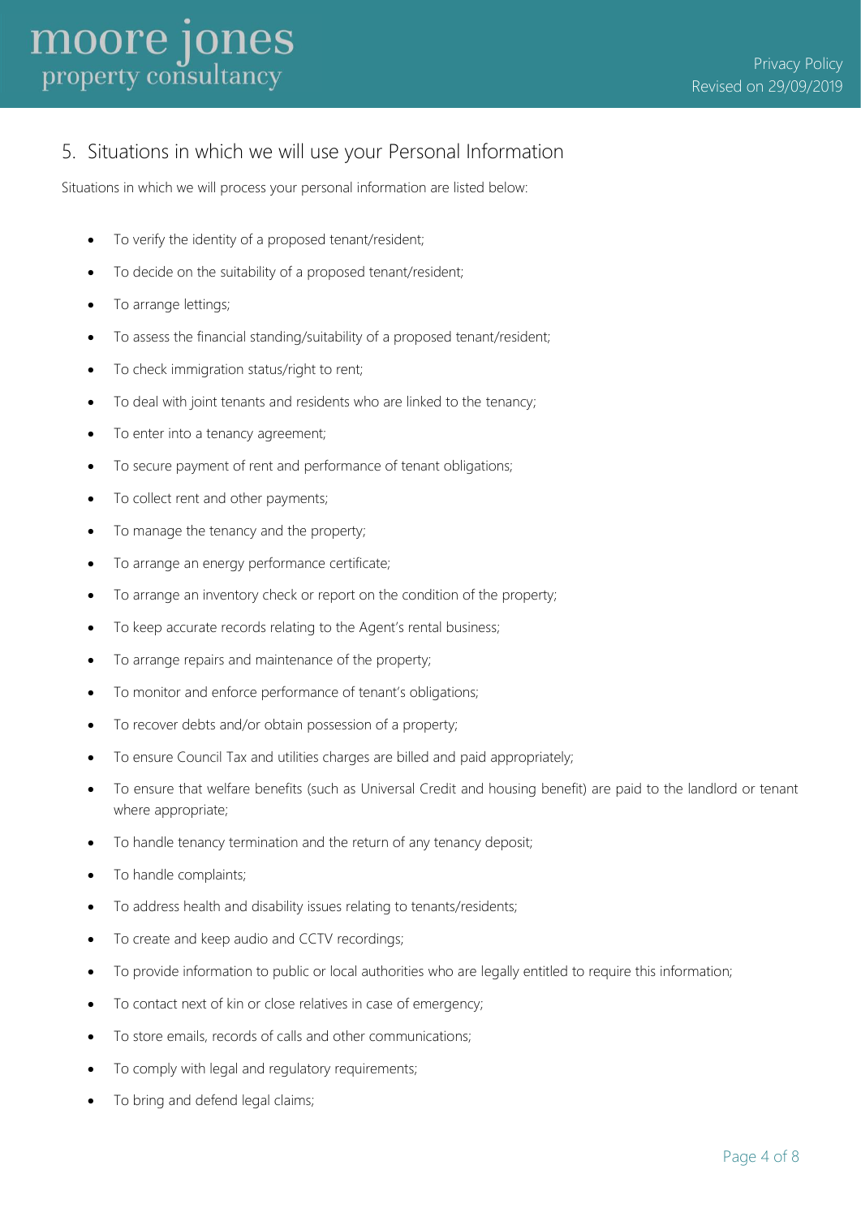## 5. Situations in which we will use your Personal Information

Situations in which we will process your personal information are listed below:

- To verify the identity of a proposed tenant/resident;
- To decide on the suitability of a proposed tenant/resident;
- To arrange lettings;
- To assess the financial standing/suitability of a proposed tenant/resident;
- To check immigration status/right to rent;
- To deal with joint tenants and residents who are linked to the tenancy;
- To enter into a tenancy agreement;
- To secure payment of rent and performance of tenant obligations;
- To collect rent and other payments;
- To manage the tenancy and the property;
- To arrange an energy performance certificate;
- To arrange an inventory check or report on the condition of the property;
- To keep accurate records relating to the Agent's rental business;
- To arrange repairs and maintenance of the property;
- To monitor and enforce performance of tenant's obligations;
- To recover debts and/or obtain possession of a property;
- To ensure Council Tax and utilities charges are billed and paid appropriately;
- To ensure that welfare benefits (such as Universal Credit and housing benefit) are paid to the landlord or tenant where appropriate;
- To handle tenancy termination and the return of any tenancy deposit;
- To handle complaints;
- To address health and disability issues relating to tenants/residents;
- To create and keep audio and CCTV recordings;
- To provide information to public or local authorities who are legally entitled to require this information;
- To contact next of kin or close relatives in case of emergency;
- To store emails, records of calls and other communications;
- To comply with legal and regulatory requirements;
- To bring and defend legal claims;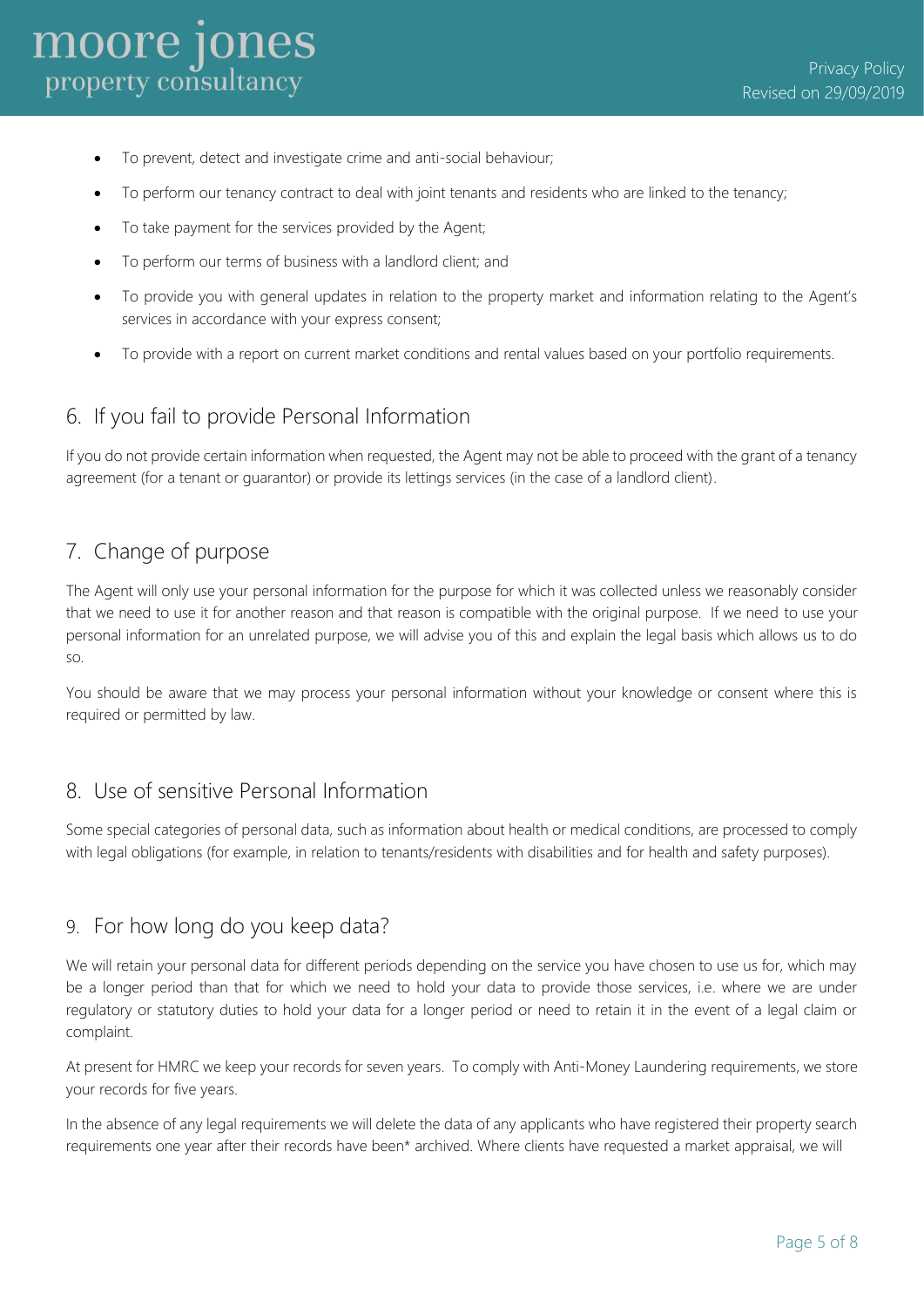- To prevent, detect and investigate crime and anti-social behaviour;
- To perform our tenancy contract to deal with joint tenants and residents who are linked to the tenancy;
- To take payment for the services provided by the Agent;
- To perform our terms of business with a landlord client; and
- To provide you with general updates in relation to the property market and information relating to the Agent's services in accordance with your express consent;
- To provide with a report on current market conditions and rental values based on your portfolio requirements.

## 6. If you fail to provide Personal Information

If you do not provide certain information when requested, the Agent may not be able to proceed with the grant of a tenancy agreement (for a tenant or guarantor) or provide its lettings services (in the case of a landlord client).

## 7. Change of purpose

The Agent will only use your personal information for the purpose for which it was collected unless we reasonably consider that we need to use it for another reason and that reason is compatible with the original purpose. If we need to use your personal information for an unrelated purpose, we will advise you of this and explain the legal basis which allows us to do so.

You should be aware that we may process your personal information without your knowledge or consent where this is required or permitted by law.

## 8. Use of sensitive Personal Information

Some special categories of personal data, such as information about health or medical conditions, are processed to comply with legal obligations (for example, in relation to tenants/residents with disabilities and for health and safety purposes).

## 9. For how long do you keep data?

We will retain your personal data for different periods depending on the service you have chosen to use us for, which may be a longer period than that for which we need to hold your data to provide those services, i.e. where we are under regulatory or statutory duties to hold your data for a longer period or need to retain it in the event of a legal claim or complaint.

At present for HMRC we keep your records for seven years. To comply with Anti-Money Laundering requirements, we store your records for five years.

In the absence of any legal requirements we will delete the data of any applicants who have registered their property search requirements one year after their records have been* archived. Where clients have requested a market appraisal, we will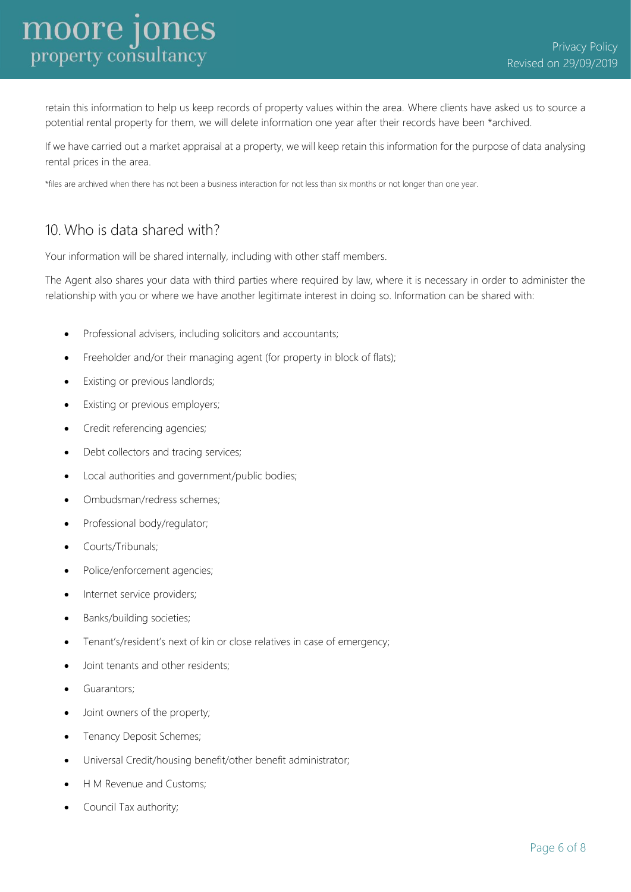retain this information to help us keep records of property values within the area. Where clients have asked us to source a potential rental property for them, we will delete information one year after their records have been *archived.

If we have carried out a market appraisal at a property, we will keep retain this information for the purpose of data analysing rental prices in the area.

*files are archived when there has not been a business interaction for not less than six months or not longer than one year.

## 10. Who is data shared with?

Your information will be shared internally, including with other staff members.

The Agent also shares your data with third parties where required by law, where it is necessary in order to administer the relationship with you or where we have another legitimate interest in doing so. Information can be shared with:

- Professional advisers, including solicitors and accountants;
- Freeholder and/or their managing agent (for property in block of flats);
- Existing or previous landlords;
- Existing or previous employers;
- Credit referencing agencies;
- Debt collectors and tracing services;
- Local authorities and government/public bodies;
- Ombudsman/redress schemes;
- Professional body/regulator;
- Courts/Tribunals;
- Police/enforcement agencies;
- Internet service providers;
- Banks/building societies;
- Tenant's/resident's next of kin or close relatives in case of emergency;
- Joint tenants and other residents;
- Guarantors;
- Joint owners of the property;
- Tenancy Deposit Schemes;
- Universal Credit/housing benefit/other benefit administrator;
- H M Revenue and Customs;
- Council Tax authority;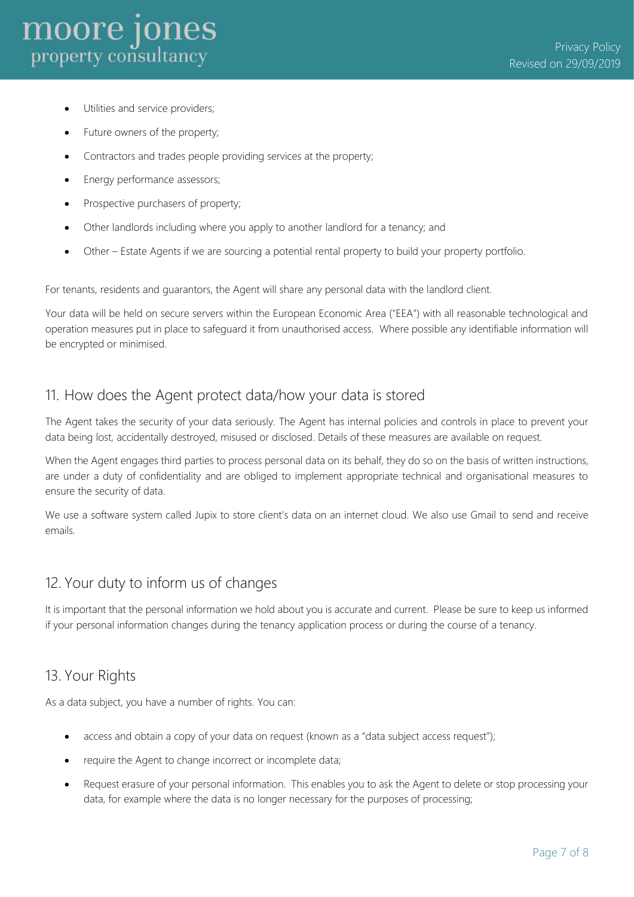- Utilities and service providers;
- Future owners of the property;
- Contractors and trades people providing services at the property;
- Energy performance assessors;
- Prospective purchasers of property;
- Other landlords including where you apply to another landlord for a tenancy; and
- Other – Estate Agents if we are sourcing a potential rental property to build your property portfolio.

For tenants, residents and guarantors, the Agent will share any personal data with the landlord client.

Your data will be held on secure servers within the European Economic Area ("EEA") with all reasonable technological and operation measures put in place to safeguard it from unauthorised access. Where possible any identifiable information will be encrypted or minimised.

## 11. How does the Agent protect data/how your data is stored

The Agent takes the security of your data seriously. The Agent has internal policies and controls in place to prevent your data being lost, accidentally destroyed, misused or disclosed. Details of these measures are available on request.

When the Agent engages third parties to process personal data on its behalf, they do so on the basis of written instructions, are under a duty of confidentiality and are obliged to implement appropriate technical and organisational measures to ensure the security of data.

We use a software system called Jupix to store client's data on an internet cloud. We also use Gmail to send and receive emails.

## 12. Your duty to inform us of changes

It is important that the personal information we hold about you is accurate and current. Please be sure to keep us informed if your personal information changes during the tenancy application process or during the course of a tenancy.

## 13. Your Rights

As a data subject, you have a number of rights. You can:

- access and obtain a copy of your data on request (known as a "data subject access request");
- require the Agent to change incorrect or incomplete data;
- Request erasure of your personal information. This enables you to ask the Agent to delete or stop processing your data, for example where the data is no longer necessary for the purposes of processing;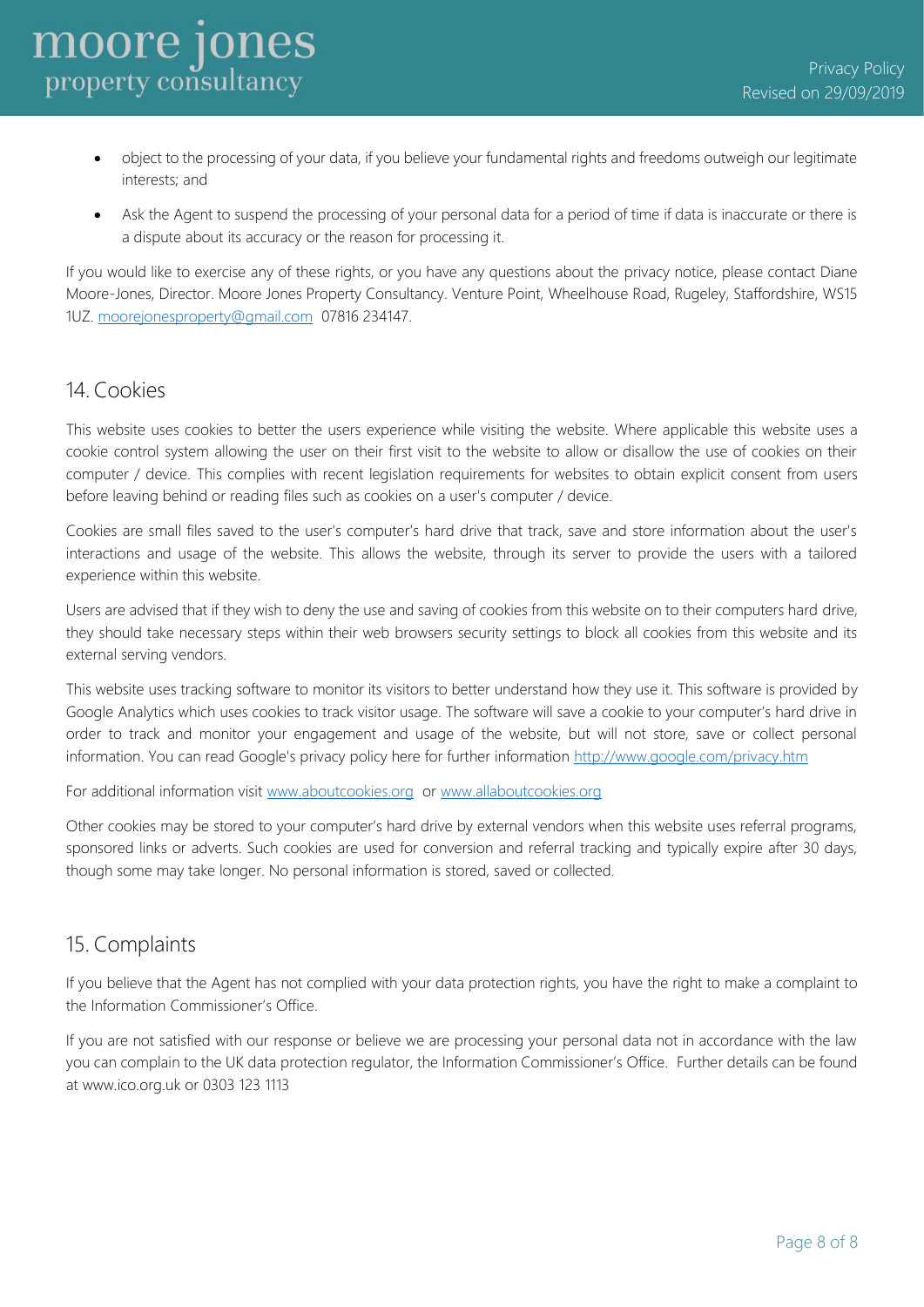- object to the processing of your data, if you believe your fundamental rights and freedoms outweigh our legitimate interests; and
- Ask the Agent to suspend the processing of your personal data for a period of time if data is inaccurate or there is a dispute about its accuracy or the reason for processing it.

If you would like to exercise any of these rights, or you have any questions about the privacy notice, please contact Diane Moore-Jones, Director. Moore Jones Property Consultancy. Venture Point, Wheelhouse Road, Rugeley, Staffordshire, WS15 1UZ. moorejonesproperty@gmail.com 07816 234147.

## 14. Cookies

This website uses cookies to better the users experience while visiting the website. Where applicable this website uses a cookie control system allowing the user on their first visit to the website to allow or disallow the use of cookies on their computer / device. This complies with recent legislation requirements for websites to obtain explicit consent from users before leaving behind or reading files such as cookies on a user's computer / device.

Cookies are small files saved to the user's computer's hard drive that track, save and store information about the user's interactions and usage of the website. This allows the website, through its server to provide the users with a tailored experience within this website.

Users are advised that if they wish to deny the use and saving of cookies from this website on to their computers hard drive, they should take necessary steps within their web browsers security settings to block all cookies from this website and its external serving vendors.

This website uses tracking software to monitor its visitors to better understand how they use it. This software is provided by Google Analytics which uses cookies to track visitor usage. The software will save a cookie to your computer's hard drive in order to track and monitor your engagement and usage of the website, but will not store, save or collect personal information. You can read Google's privacy policy here for further information http://www.google.com/privacy.htm

For additional information visit www.aboutcookies.org or www.allaboutcookies.org

Other cookies may be stored to your computer's hard drive by external vendors when this website uses referral programs, sponsored links or adverts. Such cookies are used for conversion and referral tracking and typically expire after 30 days, though some may take longer. No personal information is stored, saved or collected.

## 15. Complaints

If you believe that the Agent has not complied with your data protection rights, you have the right to make a complaint to the Information Commissioner's Office.

If you are not satisfied with our response or believe we are processing your personal data not in accordance with the law you can complain to the UK data protection regulator, the Information Commissioner's Office. Further details can be found at www.ico.org.uk or 0303 123 1113